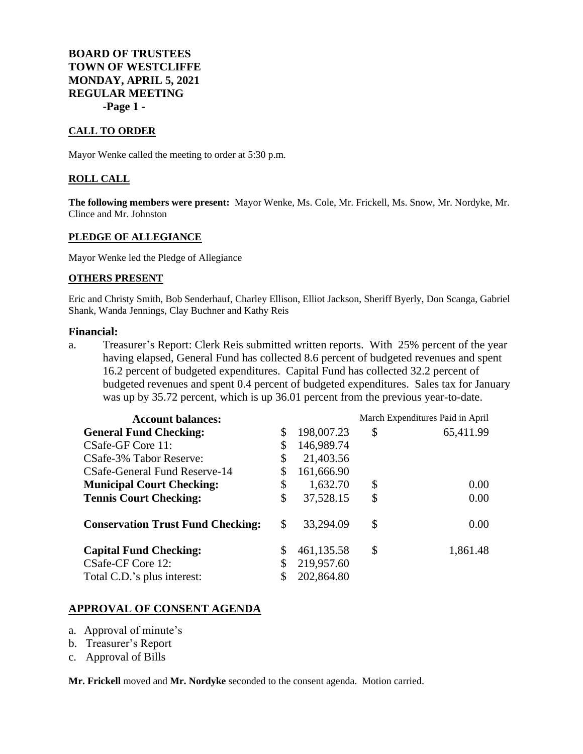**BOARD OF TRUSTEES**
**TOWN OF WESTCLIFFE**
**MONDAY, APRIL 5, 2021**
**REGULAR MEETING**
**-Page 1 -**

## CALL TO ORDER

Mayor Wenke called the meeting to order at 5:30 p.m.

## ROLL CALL

**The following members were present:** Mayor Wenke, Ms. Cole, Mr. Frickell, Ms. Snow, Mr. Nordyke, Mr. Clince and Mr. Johnston

## PLEDGE OF ALLEGIANCE

Mayor Wenke led the Pledge of Allegiance

## OTHERS PRESENT

Eric and Christy Smith, Bob Senderhauf, Charley Ellison, Elliot Jackson, Sheriff Byerly, Don Scanga, Gabriel Shank, Wanda Jennings, Clay Buchner and Kathy Reis

### Financial:

a. Treasurer's Report: Clerk Reis submitted written reports. With 25% percent of the year having elapsed, General Fund has collected 8.6 percent of budgeted revenues and spent 16.2 percent of budgeted expenditures. Capital Fund has collected 32.2 percent of budgeted revenues and spent 0.4 percent of budgeted expenditures. Sales tax for January was up by 35.72 percent, which is up 36.01 percent from the previous year-to-date.

| **Account balances:** | | March Expenditures Paid in April |
|---|---|---|
| **General Fund Checking:** | $ 198,007.23 | $ 65,411.99 |
| CSafe-GF Core 11: | $ 146,989.74 | |
| CSafe-3% Tabor Reserve: | $ 21,403.56 | |
| CSafe-General Fund Reserve-14 | $ 161,666.90 | |
| **Municipal Court Checking:** | $ 1,632.70 | $ 0.00 |
| **Tennis Court Checking:** | $ 37,528.15 | $ 0.00 |
| **Conservation Trust Fund Checking:** | $ 33,294.09 | $ 0.00 |
| **Capital Fund Checking:** | $ 461,135.58 | $ 1,861.48 |
| CSafe-CF Core 12: | $ 219,957.60 | |
| Total C.D.'s plus interest: | $ 202,864.80 | |

## APPROVAL OF CONSENT AGENDA

a. Approval of minute's
b. Treasurer's Report
c. Approval of Bills

**Mr. Frickell** moved and **Mr. Nordyke** seconded to the consent agenda. Motion carried.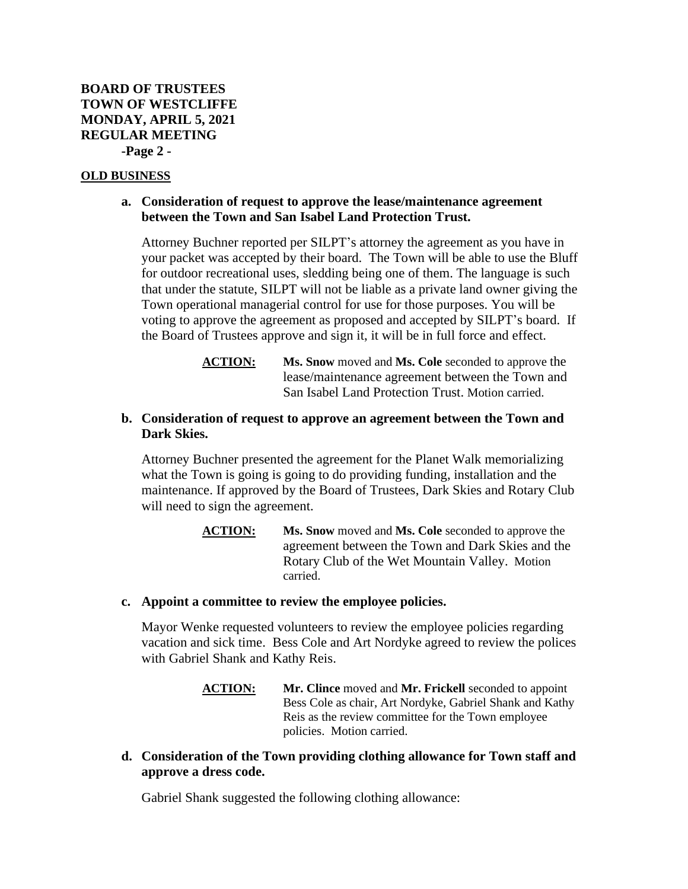## OLD BUSINESS

**a. Consideration of request to approve the lease/maintenance agreement between the Town and San Isabel Land Protection Trust.**

Attorney Buchner reported per SILPT's attorney the agreement as you have in your packet was accepted by their board. The Town will be able to use the Bluff for outdoor recreational uses, sledding being one of them. The language is such that under the statute, SILPT will not be liable as a private land owner giving the Town operational managerial control for use for those purposes. You will be voting to approve the agreement as proposed and accepted by SILPT's board. If the Board of Trustees approve and sign it, it will be in full force and effect.

> **ACTION:** **Ms. Snow** moved and **Ms. Cole** seconded to approve the lease/maintenance agreement between the Town and San Isabel Land Protection Trust. Motion carried.

**b. Consideration of request to approve an agreement between the Town and Dark Skies.**

Attorney Buchner presented the agreement for the Planet Walk memorializing what the Town is going is going to do providing funding, installation and the maintenance. If approved by the Board of Trustees, Dark Skies and Rotary Club will need to sign the agreement.

> **ACTION:** **Ms. Snow** moved and **Ms. Cole** seconded to approve the agreement between the Town and Dark Skies and the Rotary Club of the Wet Mountain Valley. Motion carried.

**c. Appoint a committee to review the employee policies.**

Mayor Wenke requested volunteers to review the employee policies regarding vacation and sick time. Bess Cole and Art Nordyke agreed to review the polices with Gabriel Shank and Kathy Reis.

> **ACTION:** **Mr. Clince** moved and **Mr. Frickell** seconded to appoint Bess Cole as chair, Art Nordyke, Gabriel Shank and Kathy Reis as the review committee for the Town employee policies. Motion carried.

**d. Consideration of the Town providing clothing allowance for Town staff and approve a dress code.**

Gabriel Shank suggested the following clothing allowance: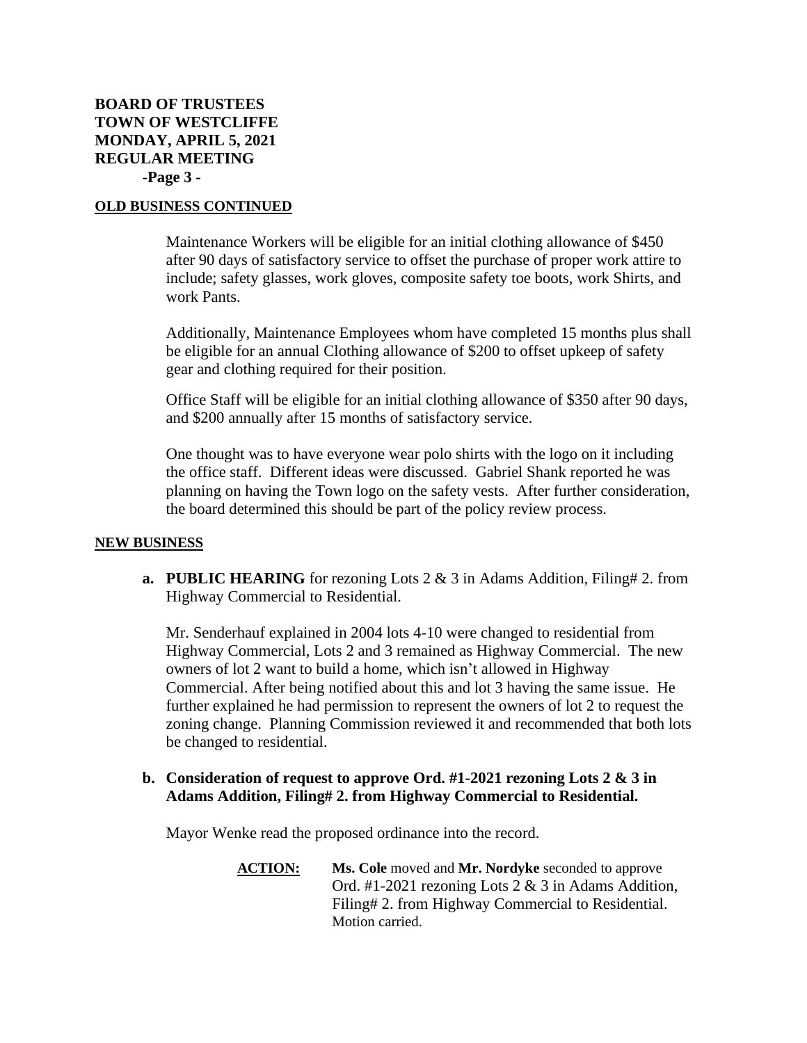**BOARD OF TRUSTEES**
**TOWN OF WESTCLIFFE**
**MONDAY, APRIL 5, 2021**
**REGULAR MEETING**

## OLD BUSINESS CONTINUED

Maintenance Workers will be eligible for an initial clothing allowance of $450 after 90 days of satisfactory service to offset the purchase of proper work attire to include; safety glasses, work gloves, composite safety toe boots, work Shirts, and work Pants.

Additionally, Maintenance Employees whom have completed 15 months plus shall be eligible for an annual Clothing allowance of $200 to offset upkeep of safety gear and clothing required for their position.

Office Staff will be eligible for an initial clothing allowance of $350 after 90 days, and $200 annually after 15 months of satisfactory service.

One thought was to have everyone wear polo shirts with the logo on it including the office staff. Different ideas were discussed. Gabriel Shank reported he was planning on having the Town logo on the safety vests. After further consideration, the board determined this should be part of the policy review process.

## NEW BUSINESS

**a. PUBLIC HEARING** for rezoning Lots 2 & 3 in Adams Addition, Filing# 2. from Highway Commercial to Residential.

Mr. Senderhauf explained in 2004 lots 4-10 were changed to residential from Highway Commercial, Lots 2 and 3 remained as Highway Commercial. The new owners of lot 2 want to build a home, which isn't allowed in Highway Commercial. After being notified about this and lot 3 having the same issue. He further explained he had permission to represent the owners of lot 2 to request the zoning change. Planning Commission reviewed it and recommended that both lots be changed to residential.

**b. Consideration of request to approve Ord. #1-2021 rezoning Lots 2 & 3 in Adams Addition, Filing# 2. from Highway Commercial to Residential.**

Mayor Wenke read the proposed ordinance into the record.

**ACTION:** **Ms. Cole** moved and **Mr. Nordyke** seconded to approve Ord. #1-2021 rezoning Lots 2 & 3 in Adams Addition, Filing# 2. from Highway Commercial to Residential. Motion carried.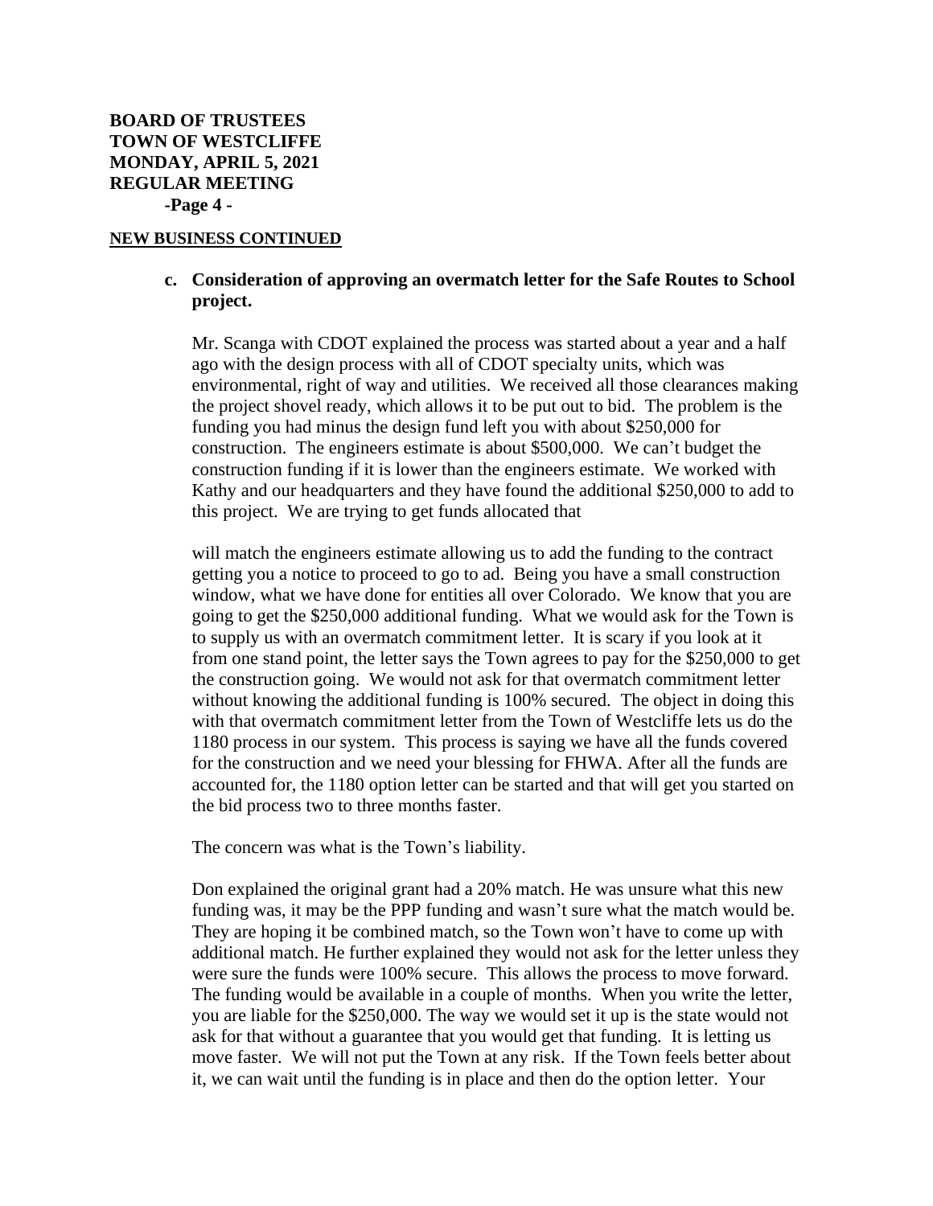## NEW BUSINESS CONTINUED

**c. Consideration of approving an overmatch letter for the Safe Routes to School project.**

Mr. Scanga with CDOT explained the process was started about a year and a half ago with the design process with all of CDOT specialty units, which was environmental, right of way and utilities. We received all those clearances making the project shovel ready, which allows it to be put out to bid. The problem is the funding you had minus the design fund left you with about $250,000 for construction. The engineers estimate is about $500,000. We can't budget the construction funding if it is lower than the engineers estimate. We worked with Kathy and our headquarters and they have found the additional $250,000 to add to this project. We are trying to get funds allocated that

will match the engineers estimate allowing us to add the funding to the contract getting you a notice to proceed to go to ad. Being you have a small construction window, what we have done for entities all over Colorado. We know that you are going to get the $250,000 additional funding. What we would ask for the Town is to supply us with an overmatch commitment letter. It is scary if you look at it from one stand point, the letter says the Town agrees to pay for the $250,000 to get the construction going. We would not ask for that overmatch commitment letter without knowing the additional funding is 100% secured. The object in doing this with that overmatch commitment letter from the Town of Westcliffe lets us do the 1180 process in our system. This process is saying we have all the funds covered for the construction and we need your blessing for FHWA. After all the funds are accounted for, the 1180 option letter can be started and that will get you started on the bid process two to three months faster.

The concern was what is the Town's liability.

Don explained the original grant had a 20% match. He was unsure what this new funding was, it may be the PPP funding and wasn't sure what the match would be. They are hoping it be combined match, so the Town won't have to come up with additional match. He further explained they would not ask for the letter unless they were sure the funds were 100% secure. This allows the process to move forward. The funding would be available in a couple of months. When you write the letter, you are liable for the $250,000. The way we would set it up is the state would not ask for that without a guarantee that you would get that funding. It is letting us move faster. We will not put the Town at any risk. If the Town feels better about it, we can wait until the funding is in place and then do the option letter. Your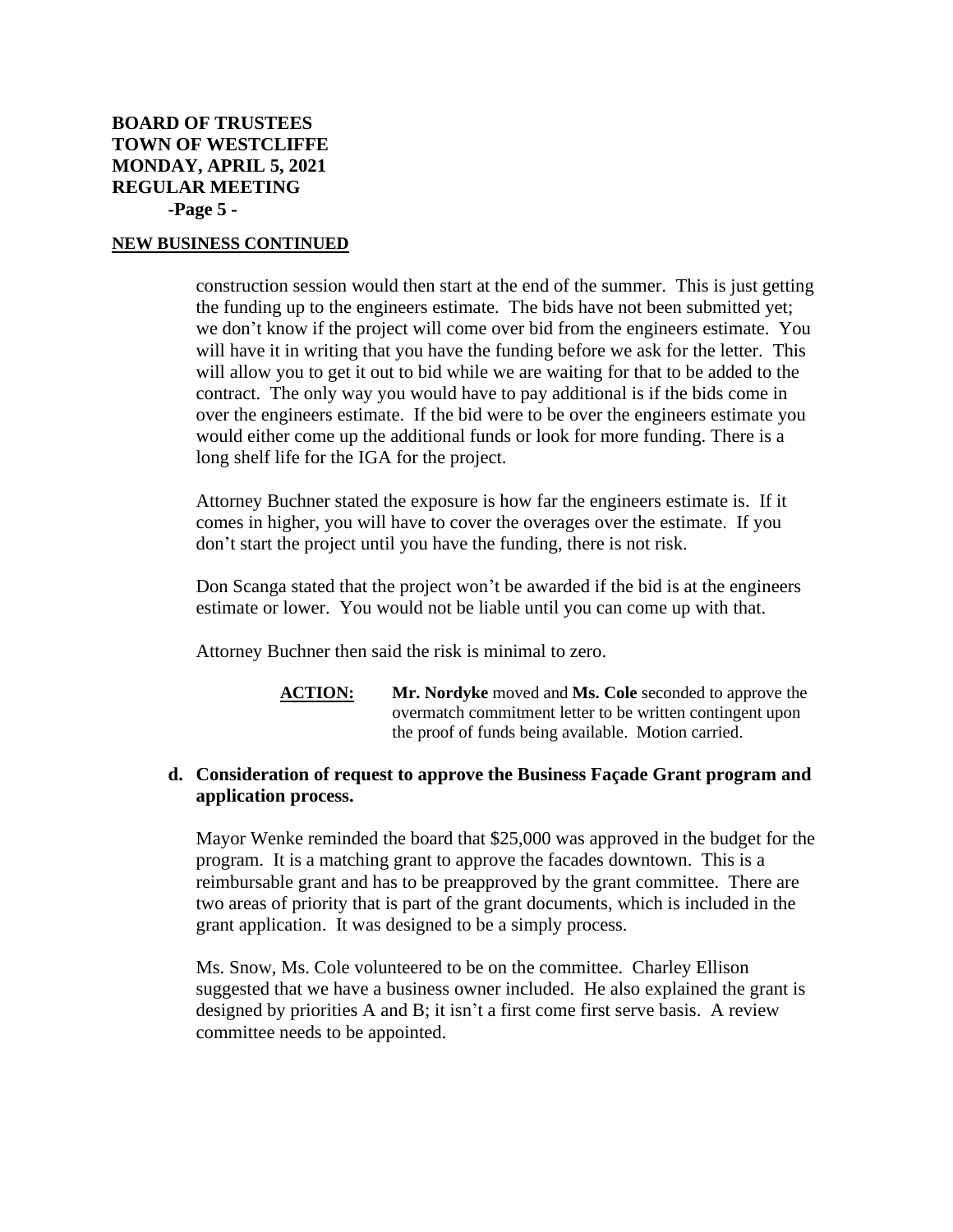## NEW BUSINESS CONTINUED

construction session would then start at the end of the summer. This is just getting the funding up to the engineers estimate. The bids have not been submitted yet; we don't know if the project will come over bid from the engineers estimate. You will have it in writing that you have the funding before we ask for the letter. This will allow you to get it out to bid while we are waiting for that to be added to the contract. The only way you would have to pay additional is if the bids come in over the engineers estimate. If the bid were to be over the engineers estimate you would either come up the additional funds or look for more funding. There is a long shelf life for the IGA for the project.

Attorney Buchner stated the exposure is how far the engineers estimate is. If it comes in higher, you will have to cover the overages over the estimate. If you don't start the project until you have the funding, there is not risk.

Don Scanga stated that the project won't be awarded if the bid is at the engineers estimate or lower. You would not be liable until you can come up with that.

Attorney Buchner then said the risk is minimal to zero.

> **ACTION:** **Mr. Nordyke** moved and **Ms. Cole** seconded to approve the overmatch commitment letter to be written contingent upon the proof of funds being available. Motion carried.

**d. Consideration of request to approve the Business Façade Grant program and application process.**

Mayor Wenke reminded the board that $25,000 was approved in the budget for the program. It is a matching grant to approve the facades downtown. This is a reimbursable grant and has to be preapproved by the grant committee. There are two areas of priority that is part of the grant documents, which is included in the grant application. It was designed to be a simply process.

Ms. Snow, Ms. Cole volunteered to be on the committee. Charley Ellison suggested that we have a business owner included. He also explained the grant is designed by priorities A and B; it isn't a first come first serve basis. A review committee needs to be appointed.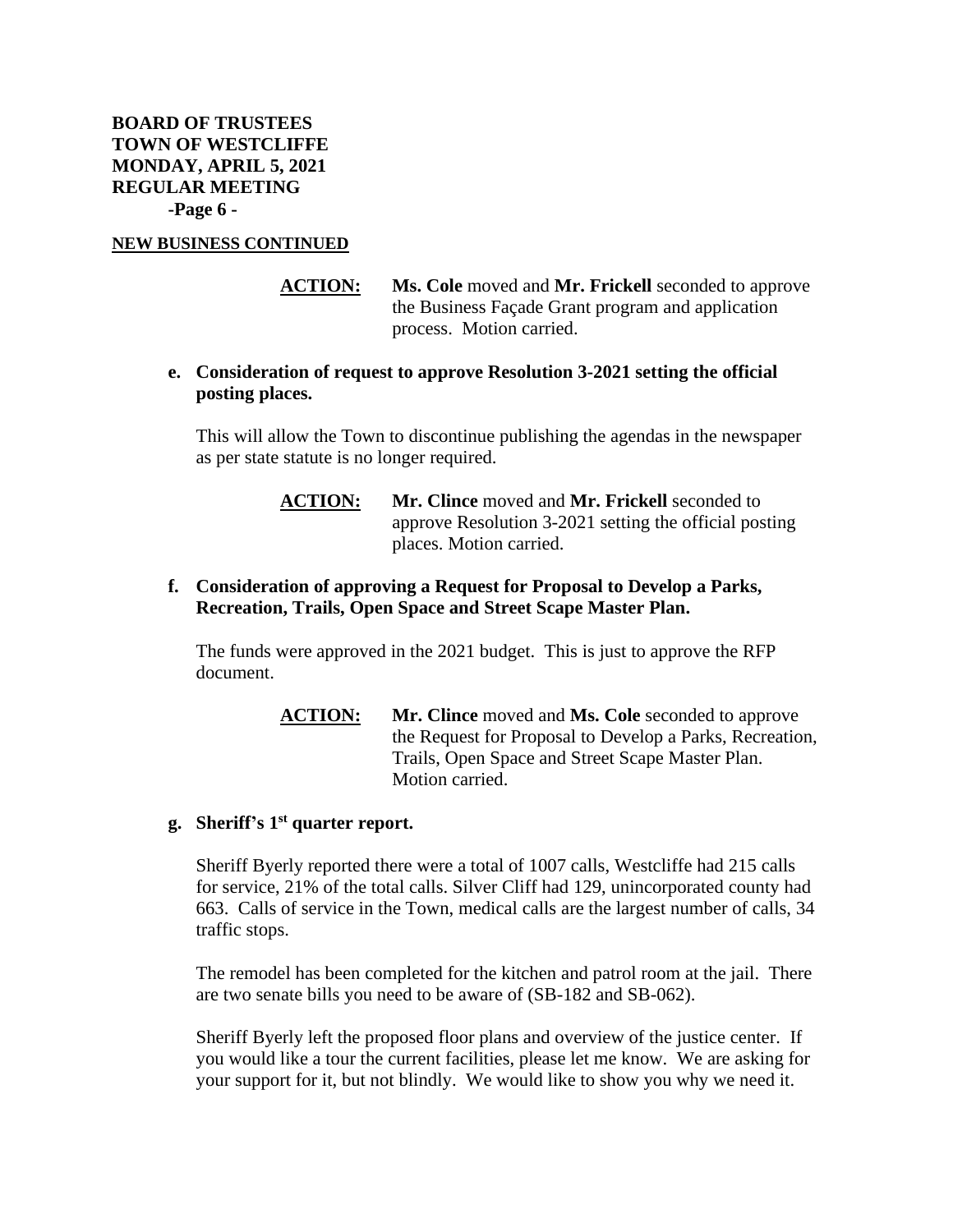**NEW BUSINESS CONTINUED**

**ACTION:** **Ms. Cole** moved and **Mr. Frickell** seconded to approve the Business Façade Grant program and application process. Motion carried.

**e. Consideration of request to approve Resolution 3-2021 setting the official posting places.**

This will allow the Town to discontinue publishing the agendas in the newspaper as per state statute is no longer required.

**ACTION:** **Mr. Clince** moved and **Mr. Frickell** seconded to approve Resolution 3-2021 setting the official posting places. Motion carried.

**f. Consideration of approving a Request for Proposal to Develop a Parks, Recreation, Trails, Open Space and Street Scape Master Plan.**

The funds were approved in the 2021 budget. This is just to approve the RFP document.

**ACTION:** **Mr. Clince** moved and **Ms. Cole** seconded to approve the Request for Proposal to Develop a Parks, Recreation, Trails, Open Space and Street Scape Master Plan. Motion carried.

**g. Sheriff's 1st quarter report.**

Sheriff Byerly reported there were a total of 1007 calls, Westcliffe had 215 calls for service, 21% of the total calls. Silver Cliff had 129, unincorporated county had 663. Calls of service in the Town, medical calls are the largest number of calls, 34 traffic stops.

The remodel has been completed for the kitchen and patrol room at the jail. There are two senate bills you need to be aware of (SB-182 and SB-062).

Sheriff Byerly left the proposed floor plans and overview of the justice center. If you would like a tour the current facilities, please let me know. We are asking for your support for it, but not blindly. We would like to show you why we need it.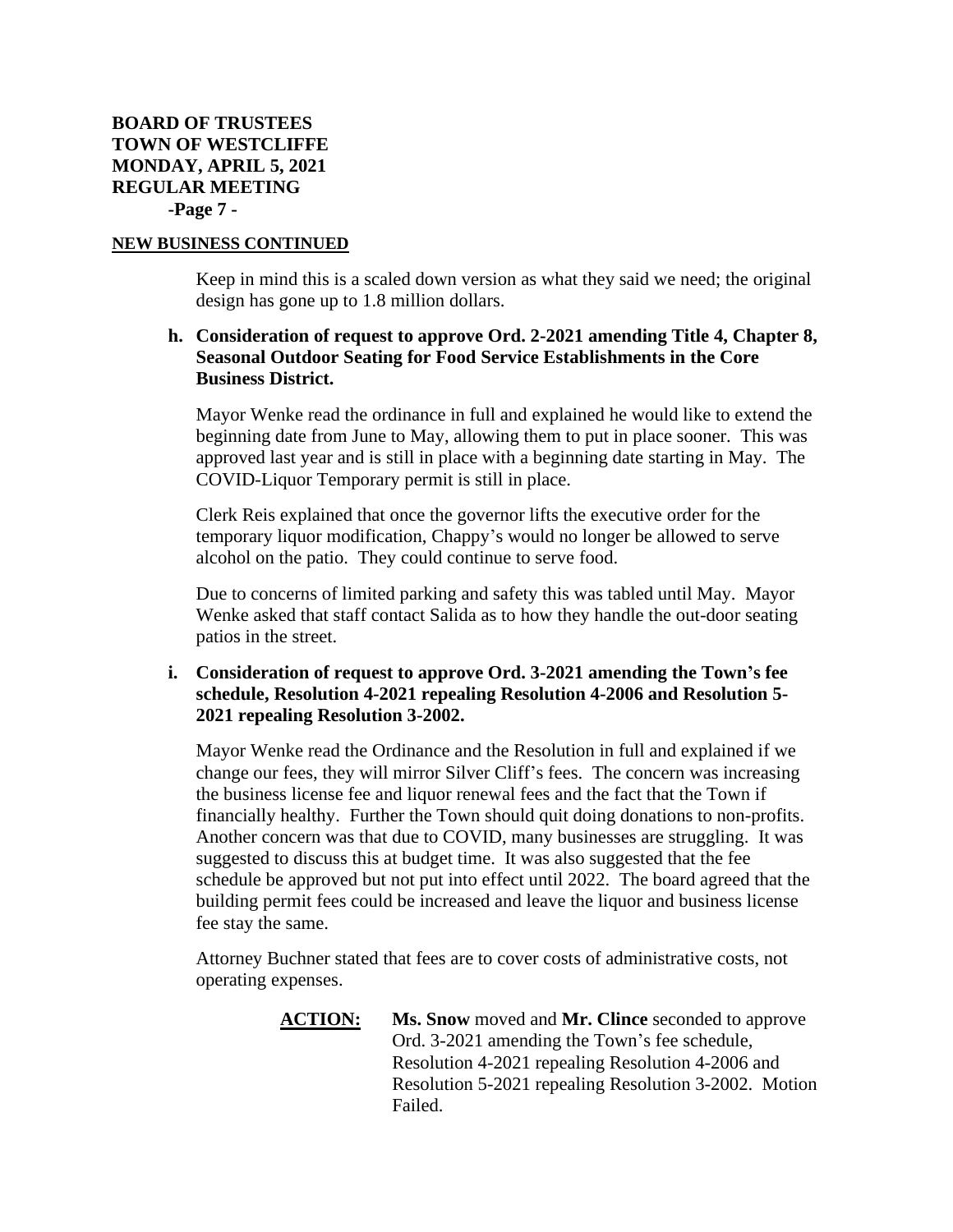**NEW BUSINESS CONTINUED**

Keep in mind this is a scaled down version as what they said we need; the original design has gone up to 1.8 million dollars.

**h. Consideration of request to approve Ord. 2-2021 amending Title 4, Chapter 8, Seasonal Outdoor Seating for Food Service Establishments in the Core Business District.**

Mayor Wenke read the ordinance in full and explained he would like to extend the beginning date from June to May, allowing them to put in place sooner. This was approved last year and is still in place with a beginning date starting in May. The COVID-Liquor Temporary permit is still in place.

Clerk Reis explained that once the governor lifts the executive order for the temporary liquor modification, Chappy's would no longer be allowed to serve alcohol on the patio. They could continue to serve food.

Due to concerns of limited parking and safety this was tabled until May. Mayor Wenke asked that staff contact Salida as to how they handle the out-door seating patios in the street.

**i. Consideration of request to approve Ord. 3-2021 amending the Town's fee schedule, Resolution 4-2021 repealing Resolution 4-2006 and Resolution 5-2021 repealing Resolution 3-2002.**

Mayor Wenke read the Ordinance and the Resolution in full and explained if we change our fees, they will mirror Silver Cliff's fees. The concern was increasing the business license fee and liquor renewal fees and the fact that the Town if financially healthy. Further the Town should quit doing donations to non-profits. Another concern was that due to COVID, many businesses are struggling. It was suggested to discuss this at budget time. It was also suggested that the fee schedule be approved but not put into effect until 2022. The board agreed that the building permit fees could be increased and leave the liquor and business license fee stay the same.

Attorney Buchner stated that fees are to cover costs of administrative costs, not operating expenses.

**ACTION:** **Ms. Snow** moved and **Mr. Clince** seconded to approve Ord. 3-2021 amending the Town's fee schedule, Resolution 4-2021 repealing Resolution 4-2006 and Resolution 5-2021 repealing Resolution 3-2002. Motion Failed.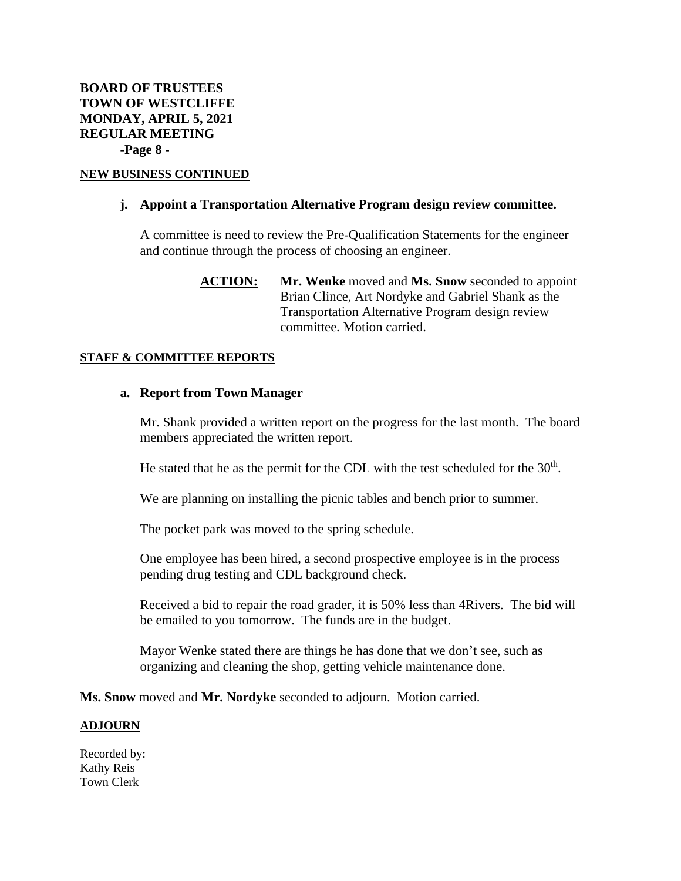**BOARD OF TRUSTEES**
**TOWN OF WESTCLIFFE**
**MONDAY, APRIL 5, 2021**
**REGULAR MEETING**

**NEW BUSINESS CONTINUED**

**j. Appoint a Transportation Alternative Program design review committee.**

A committee is need to review the Pre-Qualification Statements for the engineer and continue through the process of choosing an engineer.

> **ACTION:** **Mr. Wenke** moved and **Ms. Snow** seconded to appoint Brian Clince, Art Nordyke and Gabriel Shank as the Transportation Alternative Program design review committee. Motion carried.

**STAFF & COMMITTEE REPORTS**

**a. Report from Town Manager**

Mr. Shank provided a written report on the progress for the last month. The board members appreciated the written report.

He stated that he as the permit for the CDL with the test scheduled for the 30th.

We are planning on installing the picnic tables and bench prior to summer.

The pocket park was moved to the spring schedule.

One employee has been hired, a second prospective employee is in the process pending drug testing and CDL background check.

Received a bid to repair the road grader, it is 50% less than 4Rivers. The bid will be emailed to you tomorrow. The funds are in the budget.

Mayor Wenke stated there are things he has done that we don't see, such as organizing and cleaning the shop, getting vehicle maintenance done.

**Ms. Snow** moved and **Mr. Nordyke** seconded to adjourn. Motion carried.

**ADJOURN**

Recorded by:
Kathy Reis
Town Clerk